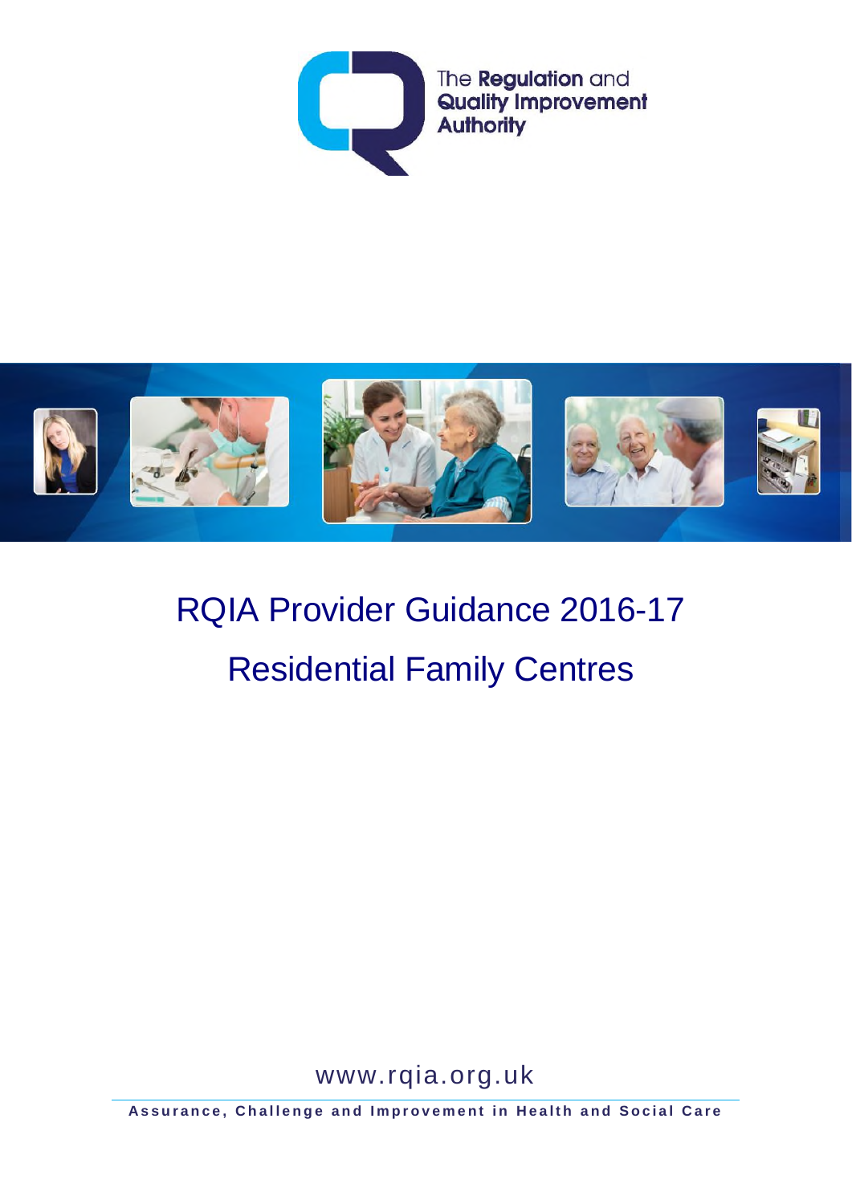The Regulation and Quality Improvement Authority

# RQIA Provider Guidance 2016-17

# Residential Family Centres

www.rqia.org.uk

**Assurance, Challenge and Improvement in Health and Social Care**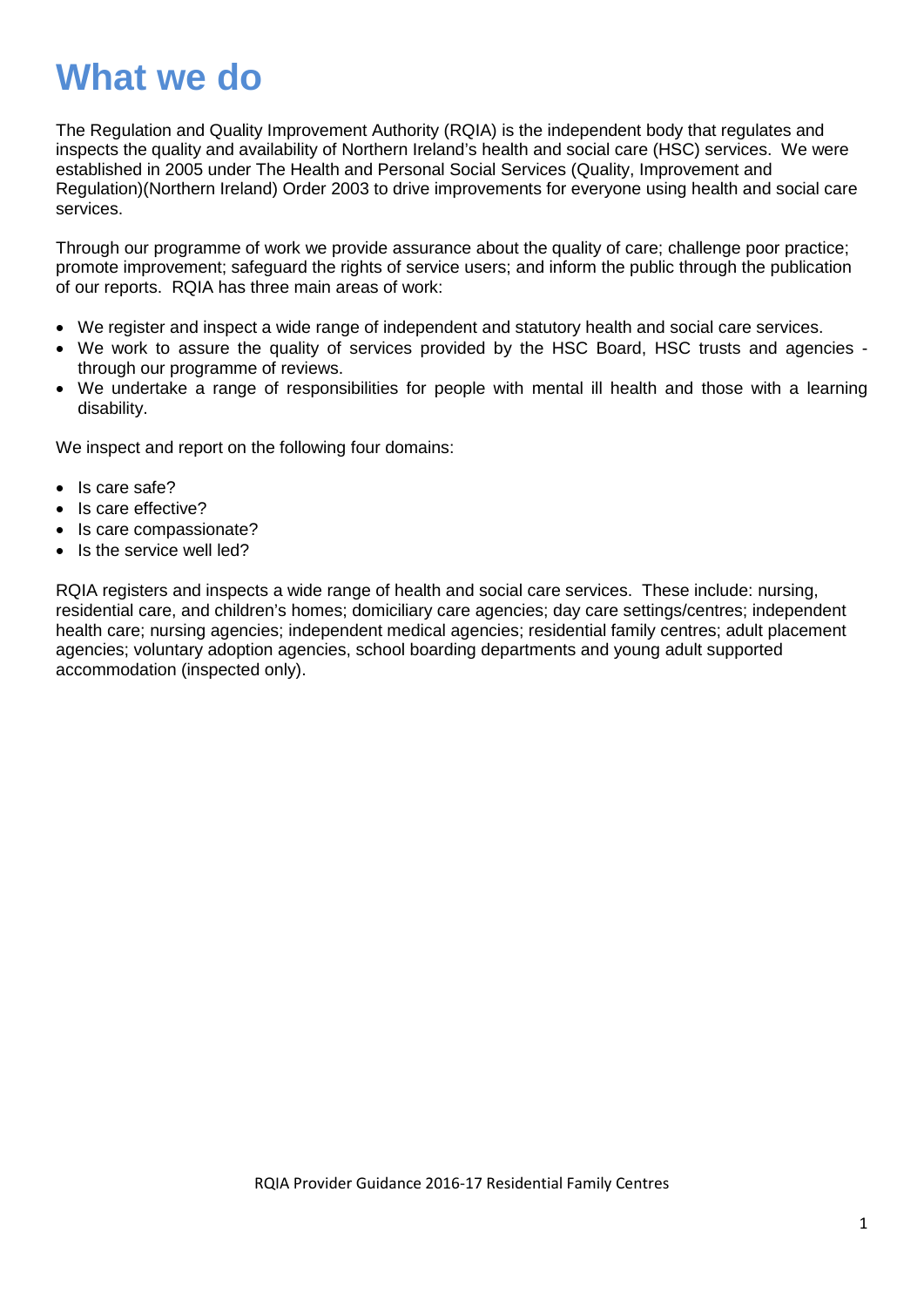# What we do

The Regulation and Quality Improvement Authority (RQIA) is the independent body that regulates and inspects the quality and availability of Northern Ireland's health and social care (HSC) services. We were established in 2005 under The Health and Personal Social Services (Quality, Improvement and Regulation)(Northern Ireland) Order 2003 to drive improvements for everyone using health and social care services.

Through our programme of work we provide assurance about the quality of care; challenge poor practice; promote improvement; safeguard the rights of service users; and inform the public through the publication of our reports. RQIA has three main areas of work:

- We register and inspect a wide range of independent and statutory health and social care services.
- We work to assure the quality of services provided by the HSC Board, HSC trusts and agencies - through our programme of reviews.
- We undertake a range of responsibilities for people with mental ill health and those with a learning disability.

We inspect and report on the following four domains:

- Is care safe?
- Is care effective?
- Is care compassionate?
- Is the service well led?

RQIA registers and inspects a wide range of health and social care services. These include: nursing, residential care, and children's homes; domiciliary care agencies; day care settings/centres; independent health care; nursing agencies; independent medical agencies; residential family centres; adult placement agencies; voluntary adoption agencies, school boarding departments and young adult supported accommodation (inspected only).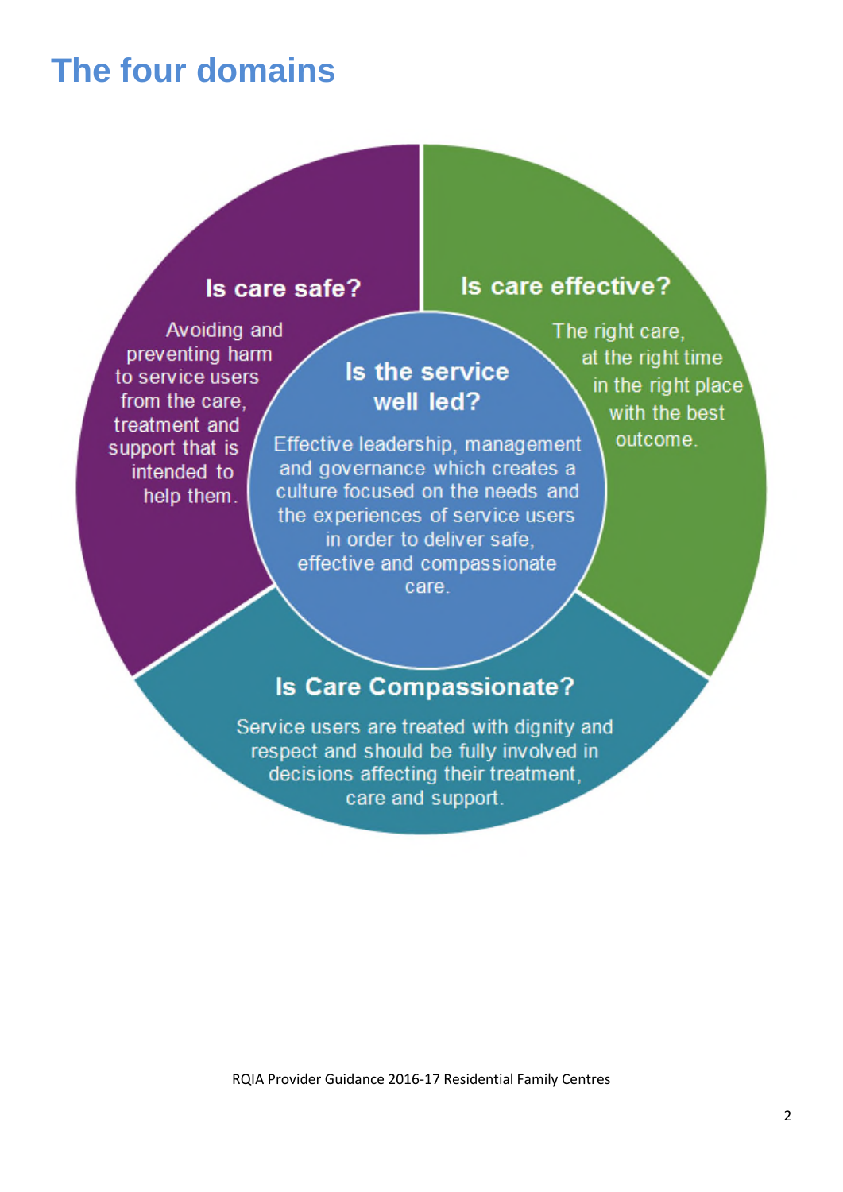# The four domains

**Is care safe?**

Avoiding and preventing harm to service users from the care, treatment and support that is intended to help them.

**Is care effective?**

The right care, at the right time in the right place with the best outcome.

**Is the service well led?**

Effective leadership, management and governance which creates a culture focused on the needs and the experiences of service users in order to deliver safe, effective and compassionate care.

**Is Care Compassionate?**

Service users are treated with dignity and respect and should be fully involved in decisions affecting their treatment, care and support.

RQIA Provider Guidance 2016-17 Residential Family Centres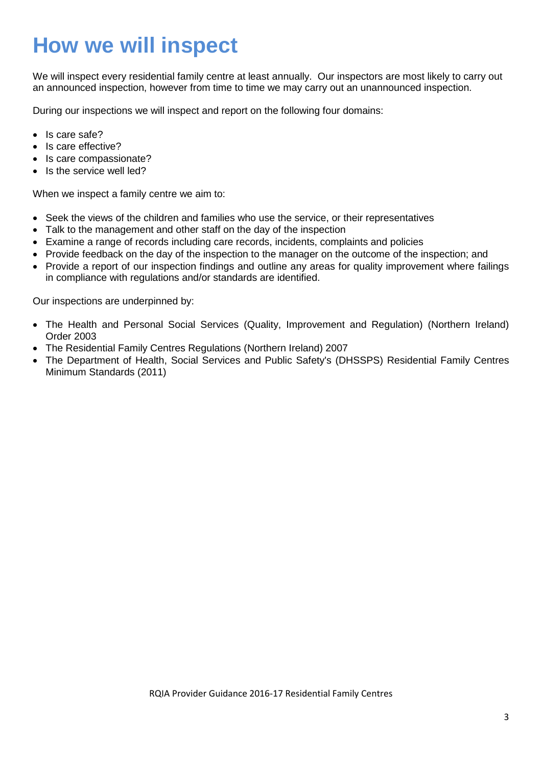# How we will inspect

We will inspect every residential family centre at least annually. Our inspectors are most likely to carry out an announced inspection, however from time to time we may carry out an unannounced inspection.

During our inspections we will inspect and report on the following four domains:

- Is care safe?
- Is care effective?
- Is care compassionate?
- Is the service well led?

When we inspect a family centre we aim to:

- Seek the views of the children and families who use the service, or their representatives
- Talk to the management and other staff on the day of the inspection
- Examine a range of records including care records, incidents, complaints and policies
- Provide feedback on the day of the inspection to the manager on the outcome of the inspection; and
- Provide a report of our inspection findings and outline any areas for quality improvement where failings in compliance with regulations and/or standards are identified.

Our inspections are underpinned by:

- The Health and Personal Social Services (Quality, Improvement and Regulation) (Northern Ireland) Order 2003
- The Residential Family Centres Regulations (Northern Ireland) 2007
- The Department of Health, Social Services and Public Safety's (DHSSPS) Residential Family Centres Minimum Standards (2011)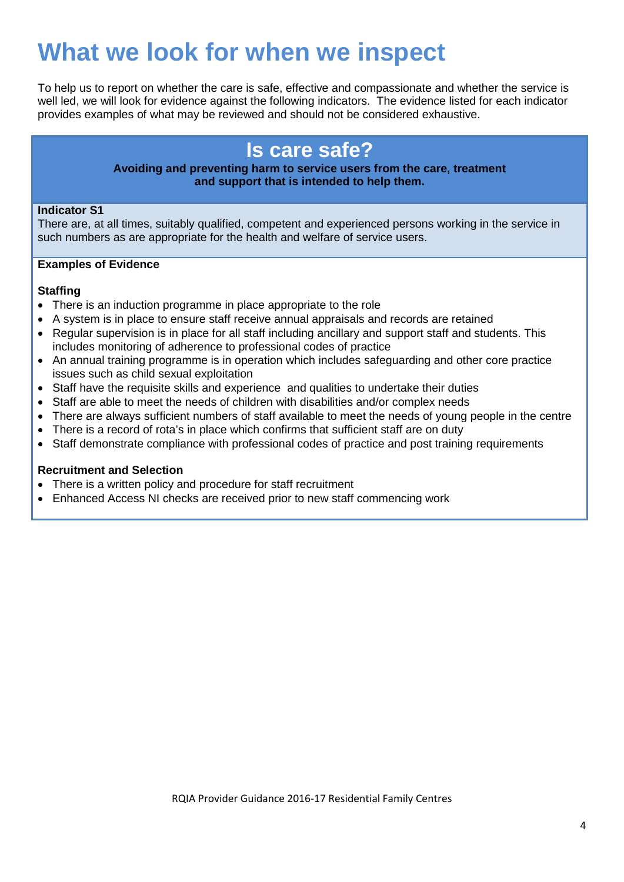# What we look for when we inspect

To help us to report on whether the care is safe, effective and compassionate and whether the service is well led, we will look for evidence against the following indicators. The evidence listed for each indicator provides examples of what may be reviewed and should not be considered exhaustive.

## Is care safe?

**Avoiding and preventing harm to service users from the care, treatment and support that is intended to help them.**

**Indicator S1**

There are, at all times, suitably qualified, competent and experienced persons working in the service in such numbers as are appropriate for the health and welfare of service users.

**Examples of Evidence**

**Staffing**

- There is an induction programme in place appropriate to the role
- A system is in place to ensure staff receive annual appraisals and records are retained
- Regular supervision is in place for all staff including ancillary and support staff and students. This includes monitoring of adherence to professional codes of practice
- An annual training programme is in operation which includes safeguarding and other core practice issues such as child sexual exploitation
- Staff have the requisite skills and experience and qualities to undertake their duties
- Staff are able to meet the needs of children with disabilities and/or complex needs
- There are always sufficient numbers of staff available to meet the needs of young people in the centre
- There is a record of rota's in place which confirms that sufficient staff are on duty
- Staff demonstrate compliance with professional codes of practice and post training requirements

**Recruitment and Selection**

- There is a written policy and procedure for staff recruitment
- Enhanced Access NI checks are received prior to new staff commencing work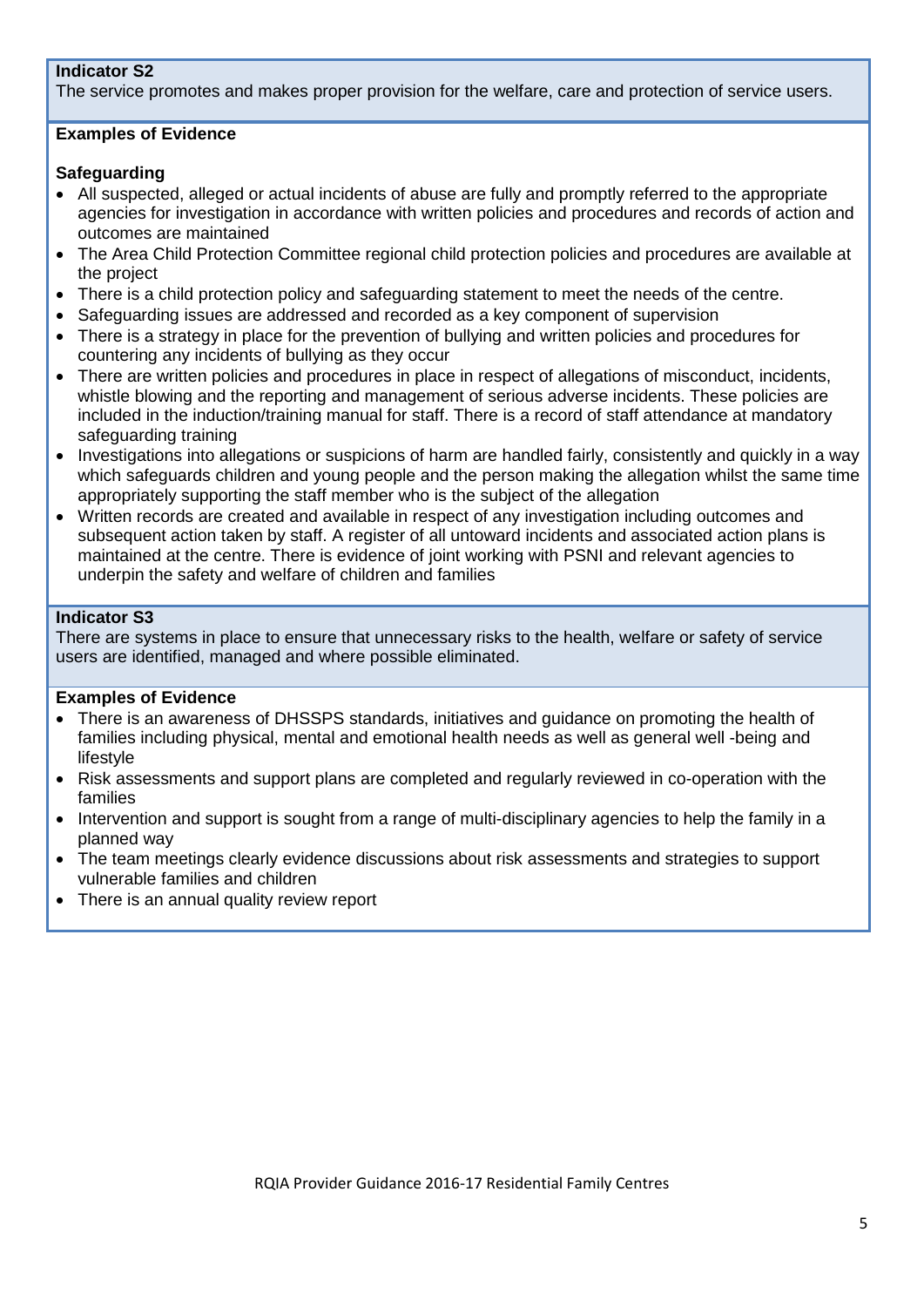**Indicator S2**

The service promotes and makes proper provision for the welfare, care and protection of service users.

**Examples of Evidence**

**Safeguarding**

- All suspected, alleged or actual incidents of abuse are fully and promptly referred to the appropriate agencies for investigation in accordance with written policies and procedures and records of action and outcomes are maintained
- The Area Child Protection Committee regional child protection policies and procedures are available at the project
- There is a child protection policy and safeguarding statement to meet the needs of the centre.
- Safeguarding issues are addressed and recorded as a key component of supervision
- There is a strategy in place for the prevention of bullying and written policies and procedures for countering any incidents of bullying as they occur
- There are written policies and procedures in place in respect of allegations of misconduct, incidents, whistle blowing and the reporting and management of serious adverse incidents. These policies are included in the induction/training manual for staff. There is a record of staff attendance at mandatory safeguarding training
- Investigations into allegations or suspicions of harm are handled fairly, consistently and quickly in a way which safeguards children and young people and the person making the allegation whilst the same time appropriately supporting the staff member who is the subject of the allegation
- Written records are created and available in respect of any investigation including outcomes and subsequent action taken by staff. A register of all untoward incidents and associated action plans is maintained at the centre. There is evidence of joint working with PSNI and relevant agencies to underpin the safety and welfare of children and families

**Indicator S3**

There are systems in place to ensure that unnecessary risks to the health, welfare or safety of service users are identified, managed and where possible eliminated.

**Examples of Evidence**

- There is an awareness of DHSSPS standards, initiatives and guidance on promoting the health of families including physical, mental and emotional health needs as well as general well -being and lifestyle
- Risk assessments and support plans are completed and regularly reviewed in co-operation with the families
- Intervention and support is sought from a range of multi-disciplinary agencies to help the family in a planned way
- The team meetings clearly evidence discussions about risk assessments and strategies to support vulnerable families and children
- There is an annual quality review report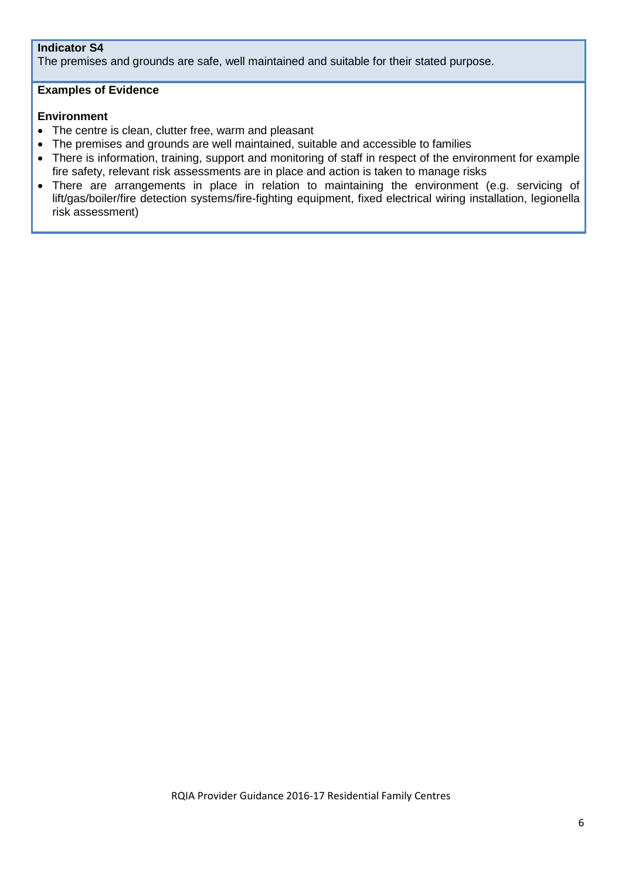**Indicator S4**

The premises and grounds are safe, well maintained and suitable for their stated purpose.

**Examples of Evidence**

**Environment**

- The centre is clean, clutter free, warm and pleasant
- The premises and grounds are well maintained, suitable and accessible to families
- There is information, training, support and monitoring of staff in respect of the environment for example fire safety, relevant risk assessments are in place and action is taken to manage risks
- There are arrangements in place in relation to maintaining the environment (e.g. servicing of lift/gas/boiler/fire detection systems/fire-fighting equipment, fixed electrical wiring installation, legionella risk assessment)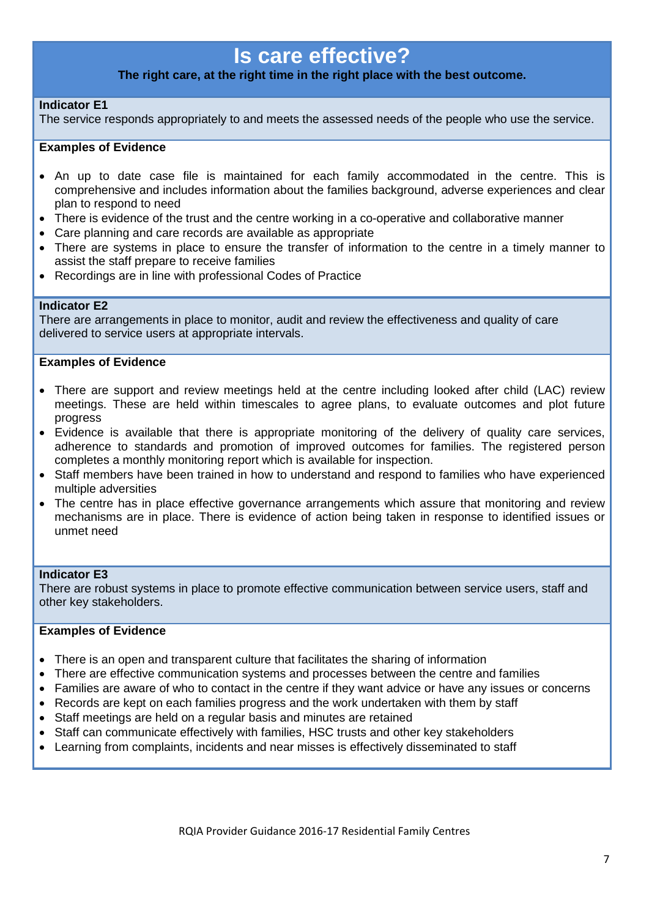# Is care effective?

**The right care, at the right time in the right place with the best outcome.**

**Indicator E1**
The service responds appropriately to and meets the assessed needs of the people who use the service.

**Examples of Evidence**

- An up to date case file is maintained for each family accommodated in the centre. This is comprehensive and includes information about the families background, adverse experiences and clear plan to respond to need
- There is evidence of the trust and the centre working in a co-operative and collaborative manner
- Care planning and care records are available as appropriate
- There are systems in place to ensure the transfer of information to the centre in a timely manner to assist the staff prepare to receive families
- Recordings are in line with professional Codes of Practice

**Indicator E2**
There are arrangements in place to monitor, audit and review the effectiveness and quality of care delivered to service users at appropriate intervals.

**Examples of Evidence**

- There are support and review meetings held at the centre including looked after child (LAC) review meetings. These are held within timescales to agree plans, to evaluate outcomes and plot future progress
- Evidence is available that there is appropriate monitoring of the delivery of quality care services, adherence to standards and promotion of improved outcomes for families. The registered person completes a monthly monitoring report which is available for inspection.
- Staff members have been trained in how to understand and respond to families who have experienced multiple adversities
- The centre has in place effective governance arrangements which assure that monitoring and review mechanisms are in place. There is evidence of action being taken in response to identified issues or unmet need

**Indicator E3**
There are robust systems in place to promote effective communication between service users, staff and other key stakeholders.

**Examples of Evidence**

- There is an open and transparent culture that facilitates the sharing of information
- There are effective communication systems and processes between the centre and families
- Families are aware of who to contact in the centre if they want advice or have any issues or concerns
- Records are kept on each families progress and the work undertaken with them by staff
- Staff meetings are held on a regular basis and minutes are retained
- Staff can communicate effectively with families, HSC trusts and other key stakeholders
- Learning from complaints, incidents and near misses is effectively disseminated to staff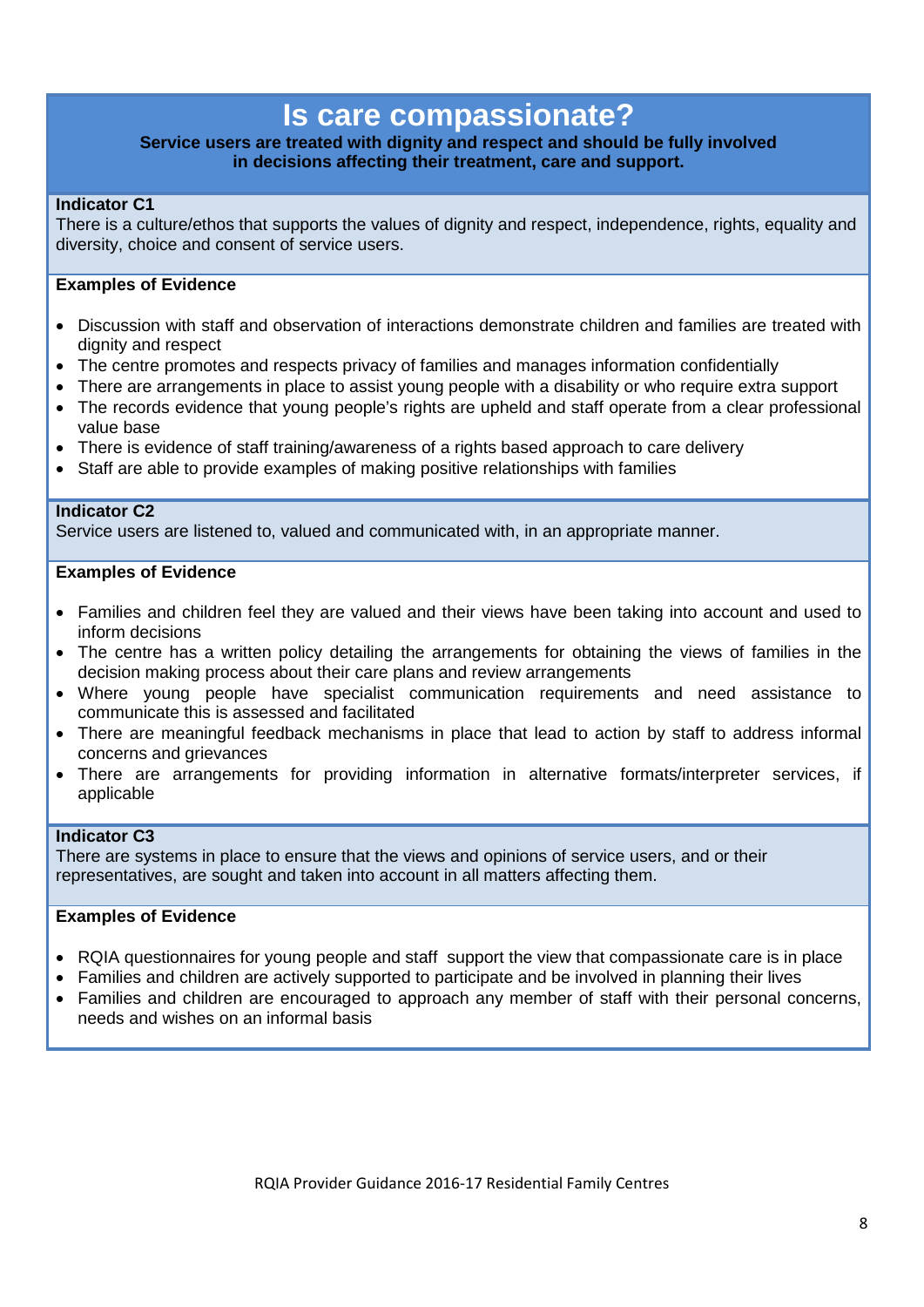# Is care compassionate?

**Service users are treated with dignity and respect and should be fully involved in decisions affecting their treatment, care and support.**

### Indicator C1

There is a culture/ethos that supports the values of dignity and respect, independence, rights, equality and diversity, choice and consent of service users.

**Examples of Evidence**

- Discussion with staff and observation of interactions demonstrate children and families are treated with dignity and respect
- The centre promotes and respects privacy of families and manages information confidentially
- There are arrangements in place to assist young people with a disability or who require extra support
- The records evidence that young people's rights are upheld and staff operate from a clear professional value base
- There is evidence of staff training/awareness of a rights based approach to care delivery
- Staff are able to provide examples of making positive relationships with families

### Indicator C2

Service users are listened to, valued and communicated with, in an appropriate manner.

**Examples of Evidence**

- Families and children feel they are valued and their views have been taking into account and used to inform decisions
- The centre has a written policy detailing the arrangements for obtaining the views of families in the decision making process about their care plans and review arrangements
- Where young people have specialist communication requirements and need assistance to communicate this is assessed and facilitated
- There are meaningful feedback mechanisms in place that lead to action by staff to address informal concerns and grievances
- There are arrangements for providing information in alternative formats/interpreter services, if applicable

### Indicator C3

There are systems in place to ensure that the views and opinions of service users, and or their representatives, are sought and taken into account in all matters affecting them.

**Examples of Evidence**

- RQIA questionnaires for young people and staff support the view that compassionate care is in place
- Families and children are actively supported to participate and be involved in planning their lives
- Families and children are encouraged to approach any member of staff with their personal concerns, needs and wishes on an informal basis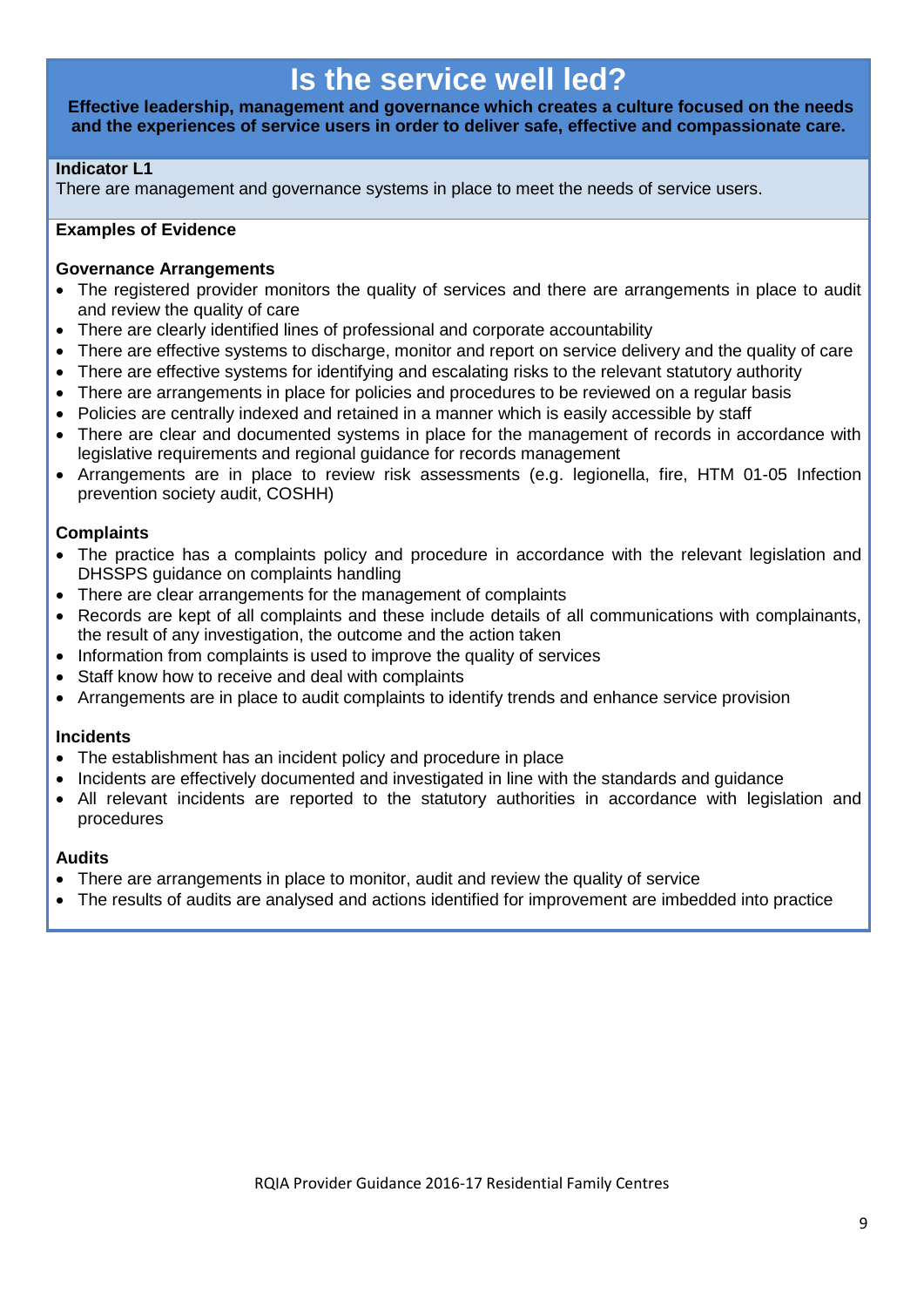# Is the service well led?

**Effective leadership, management and governance which creates a culture focused on the needs and the experiences of service users in order to deliver safe, effective and compassionate care.**

**Indicator L1**

There are management and governance systems in place to meet the needs of service users.

**Examples of Evidence**

**Governance Arrangements**

- The registered provider monitors the quality of services and there are arrangements in place to audit and review the quality of care
- There are clearly identified lines of professional and corporate accountability
- There are effective systems to discharge, monitor and report on service delivery and the quality of care
- There are effective systems for identifying and escalating risks to the relevant statutory authority
- There are arrangements in place for policies and procedures to be reviewed on a regular basis
- Policies are centrally indexed and retained in a manner which is easily accessible by staff
- There are clear and documented systems in place for the management of records in accordance with legislative requirements and regional guidance for records management
- Arrangements are in place to review risk assessments (e.g. legionella, fire, HTM 01-05 Infection prevention society audit, COSHH)

**Complaints**

- The practice has a complaints policy and procedure in accordance with the relevant legislation and DHSSPS guidance on complaints handling
- There are clear arrangements for the management of complaints
- Records are kept of all complaints and these include details of all communications with complainants, the result of any investigation, the outcome and the action taken
- Information from complaints is used to improve the quality of services
- Staff know how to receive and deal with complaints
- Arrangements are in place to audit complaints to identify trends and enhance service provision

**Incidents**

- The establishment has an incident policy and procedure in place
- Incidents are effectively documented and investigated in line with the standards and guidance
- All relevant incidents are reported to the statutory authorities in accordance with legislation and procedures

**Audits**

- There are arrangements in place to monitor, audit and review the quality of service
- The results of audits are analysed and actions identified for improvement are imbedded into practice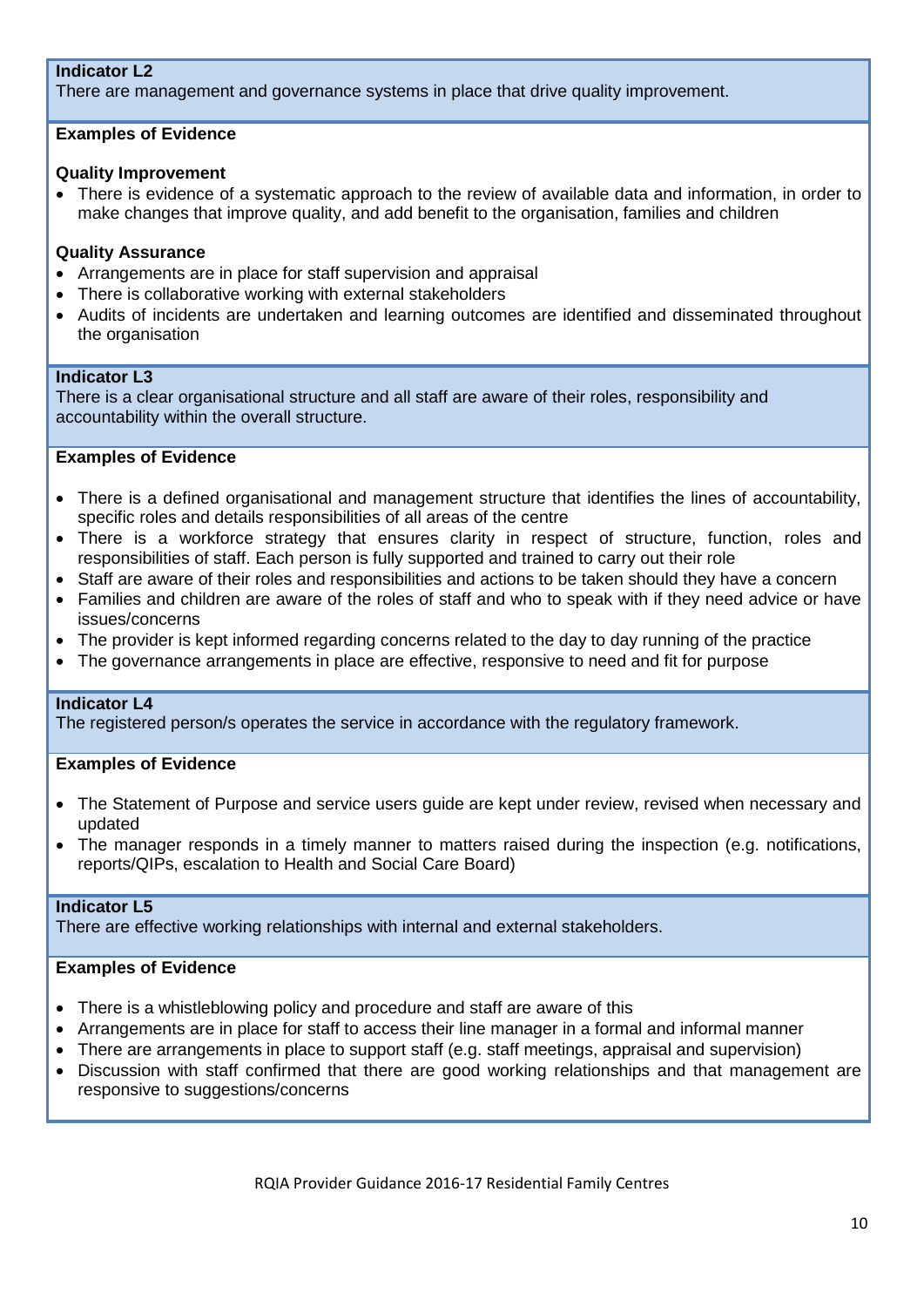**Indicator L2**
There are management and governance systems in place that drive quality improvement.

**Examples of Evidence**

**Quality Improvement**

- There is evidence of a systematic approach to the review of available data and information, in order to make changes that improve quality, and add benefit to the organisation, families and children

**Quality Assurance**

- Arrangements are in place for staff supervision and appraisal
- There is collaborative working with external stakeholders
- Audits of incidents are undertaken and learning outcomes are identified and disseminated throughout the organisation

**Indicator L3**
There is a clear organisational structure and all staff are aware of their roles, responsibility and accountability within the overall structure.

**Examples of Evidence**

- There is a defined organisational and management structure that identifies the lines of accountability, specific roles and details responsibilities of all areas of the centre
- There is a workforce strategy that ensures clarity in respect of structure, function, roles and responsibilities of staff. Each person is fully supported and trained to carry out their role
- Staff are aware of their roles and responsibilities and actions to be taken should they have a concern
- Families and children are aware of the roles of staff and who to speak with if they need advice or have issues/concerns
- The provider is kept informed regarding concerns related to the day to day running of the practice
- The governance arrangements in place are effective, responsive to need and fit for purpose

**Indicator L4**
The registered person/s operates the service in accordance with the regulatory framework.

**Examples of Evidence**

- The Statement of Purpose and service users guide are kept under review, revised when necessary and updated
- The manager responds in a timely manner to matters raised during the inspection (e.g. notifications, reports/QIPs, escalation to Health and Social Care Board)

**Indicator L5**
There are effective working relationships with internal and external stakeholders.

**Examples of Evidence**

- There is a whistleblowing policy and procedure and staff are aware of this
- Arrangements are in place for staff to access their line manager in a formal and informal manner
- There are arrangements in place to support staff (e.g. staff meetings, appraisal and supervision)
- Discussion with staff confirmed that there are good working relationships and that management are responsive to suggestions/concerns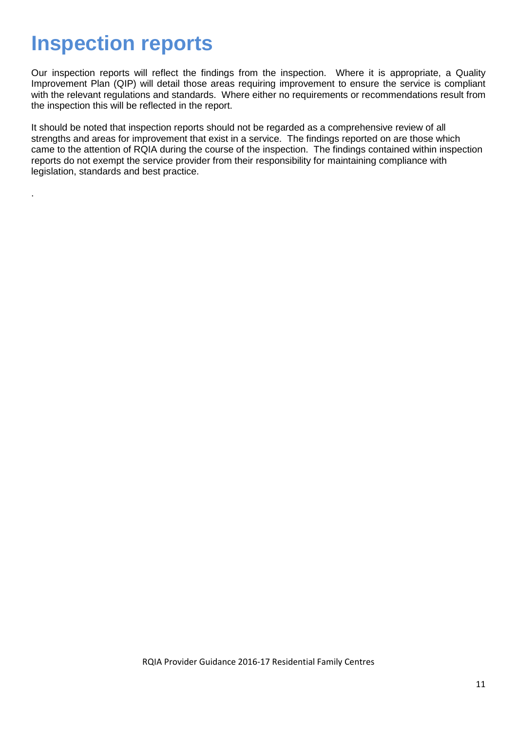# Inspection reports

Our inspection reports will reflect the findings from the inspection. Where it is appropriate, a Quality Improvement Plan (QIP) will detail those areas requiring improvement to ensure the service is compliant with the relevant regulations and standards. Where either no requirements or recommendations result from the inspection this will be reflected in the report.

It should be noted that inspection reports should not be regarded as a comprehensive review of all strengths and areas for improvement that exist in a service. The findings reported on are those which came to the attention of RQIA during the course of the inspection. The findings contained within inspection reports do not exempt the service provider from their responsibility for maintaining compliance with legislation, standards and best practice.

.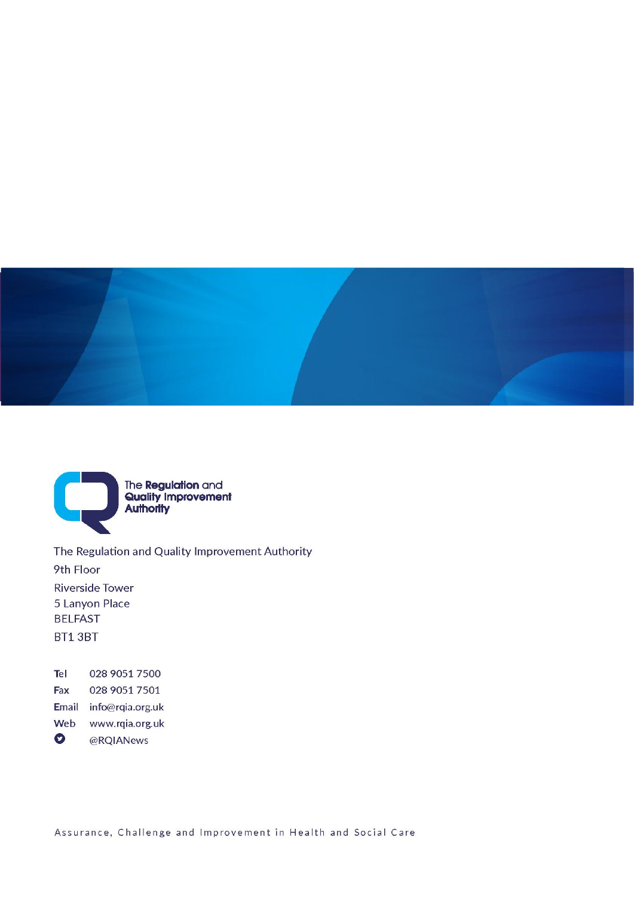The Regulation and Quality Improvement Authority

The Regulation and Quality Improvement Authority
9th Floor
Riverside Tower
5 Lanyon Place
BELFAST
BT1 3BT

| | |
|---|---|
| Tel | 028 9051 7500 |
| Fax | 028 9051 7501 |
| Email | info@rqia.org.uk |
| Web | www.rqia.org.uk |
| | @RQIANews |

Assurance, Challenge and Improvement in Health and Social Care